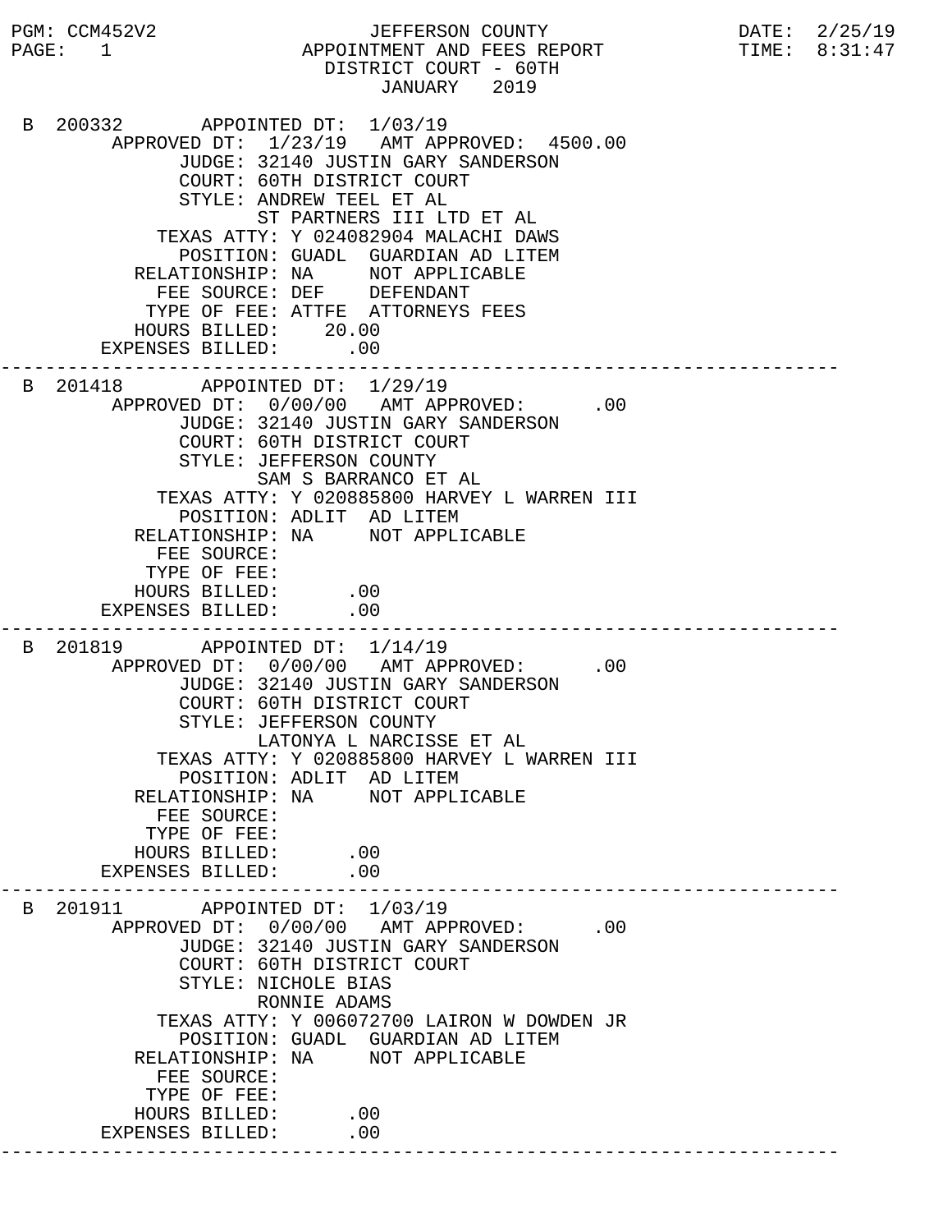```
PGM: CCM452V2                  JEFFERSON COUNTY                    DATE:  2/25/19
PAGE:  1                 APPOINTMENT AND FEES REPORT               TIME:  8:31:47
                              DISTRICT COURT - 60TH
                                  JANUARY   2019

 B 200332       APPOINTED DT:  1/03/19
         APPROVED DT:  1/23/19   AMT APPROVED:  4500.00
               JUDGE: 32140 JUSTIN GARY SANDERSON
               COURT: 60TH DISTRICT COURT
               STYLE: ANDREW TEEL ET AL
                      ST PARTNERS III LTD ET AL
             TEXAS ATTY: Y 024082904 MALACHI DAWS
               POSITION: GUADL  GUARDIAN AD LITEM
           RELATIONSHIP: NA     NOT APPLICABLE
             FEE SOURCE: DEF    DEFENDANT
            TYPE OF FEE: ATTFE  ATTORNEYS FEES
           HOURS BILLED:    20.00
        EXPENSES BILLED:      .00
---------------------------------------------------------------------------
 B 201418       APPOINTED DT:  1/29/19
         APPROVED DT:  0/00/00   AMT APPROVED:      .00
               JUDGE: 32140 JUSTIN GARY SANDERSON
               COURT: 60TH DISTRICT COURT
               STYLE: JEFFERSON COUNTY
                      SAM S BARRANCO ET AL
             TEXAS ATTY: Y 020885800 HARVEY L WARREN III
               POSITION: ADLIT  AD LITEM
           RELATIONSHIP: NA     NOT APPLICABLE
             FEE SOURCE:
            TYPE OF FEE:
           HOURS BILLED:      .00
        EXPENSES BILLED:      .00
---------------------------------------------------------------------------
 B 201819       APPOINTED DT:  1/14/19
         APPROVED DT:  0/00/00   AMT APPROVED:      .00
               JUDGE: 32140 JUSTIN GARY SANDERSON
               COURT: 60TH DISTRICT COURT
               STYLE: JEFFERSON COUNTY
                      LATONYA L NARCISSE ET AL
             TEXAS ATTY: Y 020885800 HARVEY L WARREN III
               POSITION: ADLIT  AD LITEM
           RELATIONSHIP: NA     NOT APPLICABLE
             FEE SOURCE:
            TYPE OF FEE:
           HOURS BILLED:      .00
        EXPENSES BILLED:      .00
---------------------------------------------------------------------------
 B 201911       APPOINTED DT:  1/03/19
         APPROVED DT:  0/00/00   AMT APPROVED:      .00
               JUDGE: 32140 JUSTIN GARY SANDERSON
               COURT: 60TH DISTRICT COURT
               STYLE: NICHOLE BIAS
                      RONNIE ADAMS
             TEXAS ATTY: Y 006072700 LAIRON W DOWDEN JR
               POSITION: GUADL  GUARDIAN AD LITEM
           RELATIONSHIP: NA     NOT APPLICABLE
             FEE SOURCE:
            TYPE OF FEE:
           HOURS BILLED:      .00
        EXPENSES BILLED:      .00
---------------------------------------------------------------------------
```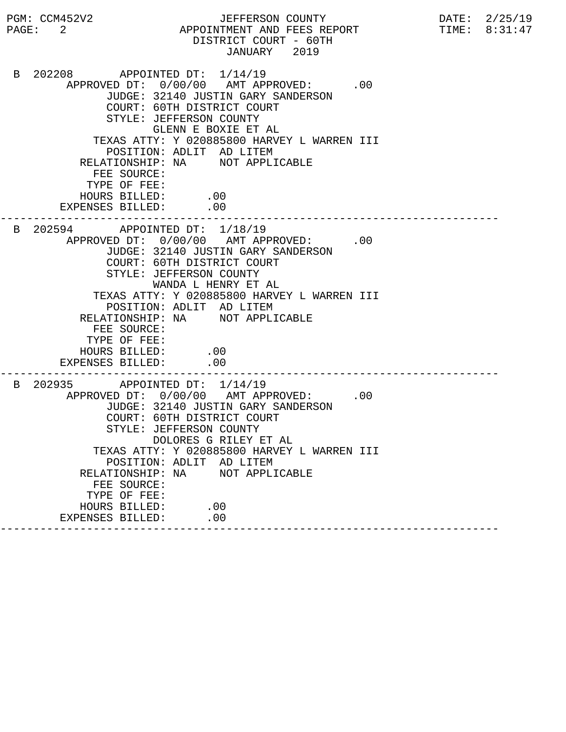# JEFFERSON COUNTY
## APPOINTMENT AND FEES REPORT
### DISTRICT COURT - 60TH
### JANUARY 2019

PGM: CCM452V2 DATE: 2/25/19
PAGE: 2 TIME: 8:31:47

```
B 202208       APPOINTED DT:  1/14/19
       APPROVED DT:  0/00/00   AMT APPROVED:      .00
             JUDGE: 32140 JUSTIN GARY SANDERSON
             COURT: 60TH DISTRICT COURT
             STYLE: JEFFERSON COUNTY
                    GLENN E BOXIE ET AL
        TEXAS ATTY: Y 020885800 HARVEY L WARREN III
          POSITION: ADLIT  AD LITEM
      RELATIONSHIP: NA     NOT APPLICABLE
        FEE SOURCE:
       TYPE OF FEE:
      HOURS BILLED:      .00
   EXPENSES BILLED:      .00
----------------------------------------------------------------------------
B 202594       APPOINTED DT:  1/18/19
       APPROVED DT:  0/00/00   AMT APPROVED:      .00
             JUDGE: 32140 JUSTIN GARY SANDERSON
             COURT: 60TH DISTRICT COURT
             STYLE: JEFFERSON COUNTY
                    WANDA L HENRY ET AL
        TEXAS ATTY: Y 020885800 HARVEY L WARREN III
          POSITION: ADLIT  AD LITEM
      RELATIONSHIP: NA     NOT APPLICABLE
        FEE SOURCE:
       TYPE OF FEE:
      HOURS BILLED:      .00
   EXPENSES BILLED:      .00
----------------------------------------------------------------------------
B 202935       APPOINTED DT:  1/14/19
       APPROVED DT:  0/00/00   AMT APPROVED:      .00
             JUDGE: 32140 JUSTIN GARY SANDERSON
             COURT: 60TH DISTRICT COURT
             STYLE: JEFFERSON COUNTY
                    DOLORES G RILEY ET AL
        TEXAS ATTY: Y 020885800 HARVEY L WARREN III
          POSITION: ADLIT  AD LITEM
      RELATIONSHIP: NA     NOT APPLICABLE
        FEE SOURCE:
       TYPE OF FEE:
      HOURS BILLED:      .00
   EXPENSES BILLED:      .00
----------------------------------------------------------------------------
```